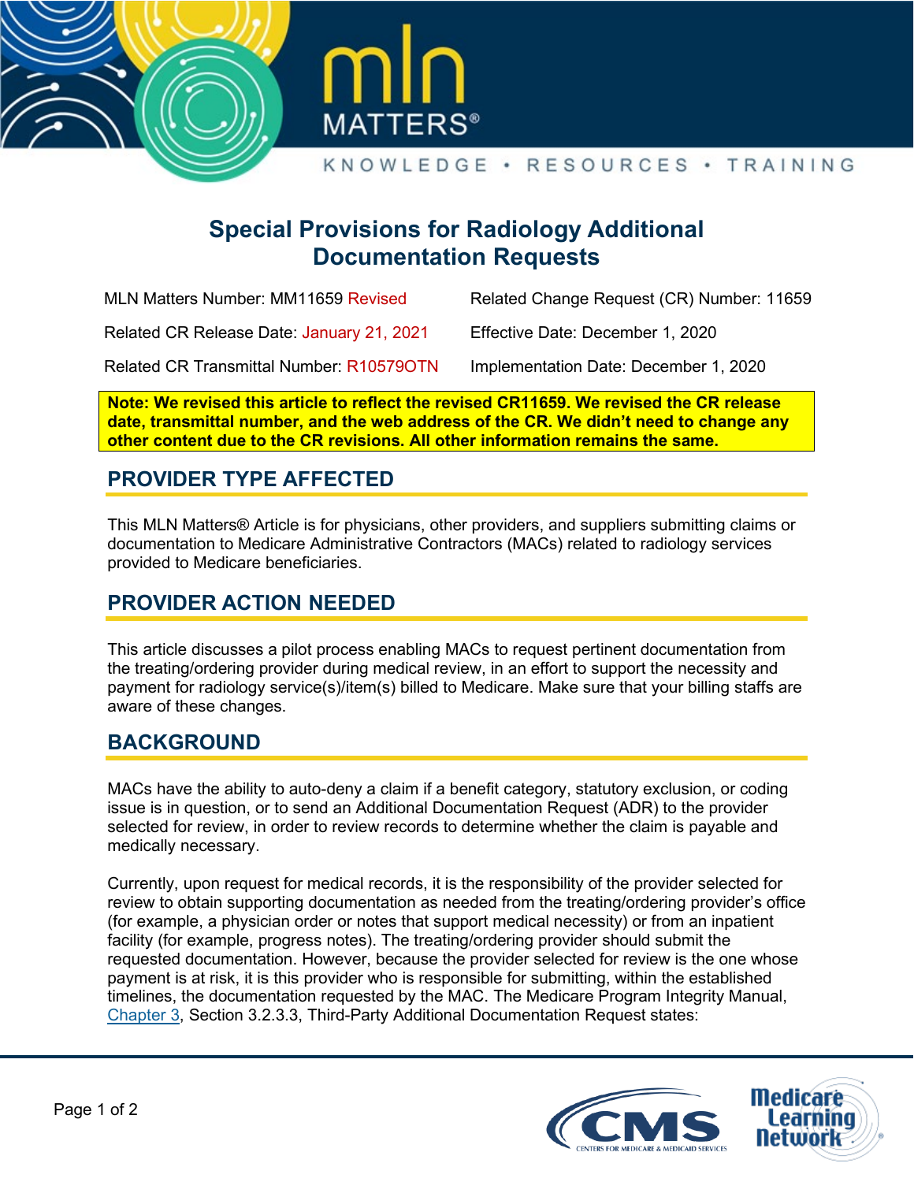# Special Provisions for Radiology Additional Documentation Requests

| | |
|---|---|
| MLN Matters Number: MM11659 Revised | Related Change Request (CR) Number: 11659 |
| Related CR Release Date: January 21, 2021 | Effective Date: December 1, 2020 |
| Related CR Transmittal Number: R10579OTN | Implementation Date: December 1, 2020 |

**Note: We revised this article to reflect the revised CR11659. We revised the CR release date, transmittal number, and the web address of the CR. We didn't need to change any other content due to the CR revisions. All other information remains the same.**

## PROVIDER TYPE AFFECTED

This MLN Matters® Article is for physicians, other providers, and suppliers submitting claims or documentation to Medicare Administrative Contractors (MACs) related to radiology services provided to Medicare beneficiaries.

## PROVIDER ACTION NEEDED

This article discusses a pilot process enabling MACs to request pertinent documentation from the treating/ordering provider during medical review, in an effort to support the necessity and payment for radiology service(s)/item(s) billed to Medicare. Make sure that your billing staffs are aware of these changes.

## BACKGROUND

MACs have the ability to auto-deny a claim if a benefit category, statutory exclusion, or coding issue is in question, or to send an Additional Documentation Request (ADR) to the provider selected for review, in order to review records to determine whether the claim is payable and medically necessary.

Currently, upon request for medical records, it is the responsibility of the provider selected for review to obtain supporting documentation as needed from the treating/ordering provider's office (for example, a physician order or notes that support medical necessity) or from an inpatient facility (for example, progress notes). The treating/ordering provider should submit the requested documentation. However, because the provider selected for review is the one whose payment is at risk, it is this provider who is responsible for submitting, within the established timelines, the documentation requested by the MAC. The Medicare Program Integrity Manual, Chapter 3, Section 3.2.3.3, Third-Party Additional Documentation Request states: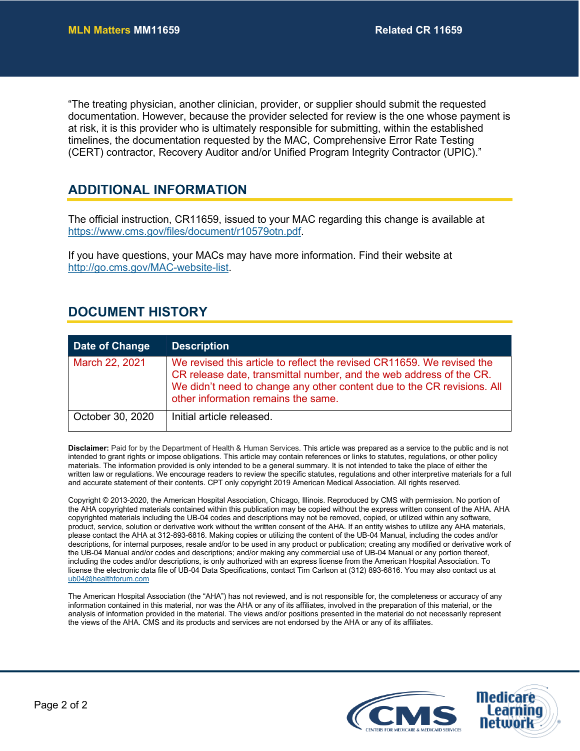"The treating physician, another clinician, provider, or supplier should submit the requested documentation. However, because the provider selected for review is the one whose payment is at risk, it is this provider who is ultimately responsible for submitting, within the established timelines, the documentation requested by the MAC, Comprehensive Error Rate Testing (CERT) contractor, Recovery Auditor and/or Unified Program Integrity Contractor (UPIC)."

## ADDITIONAL INFORMATION

The official instruction, CR11659, issued to your MAC regarding this change is available at https://www.cms.gov/files/document/r10579otn.pdf.

If you have questions, your MACs may have more information. Find their website at http://go.cms.gov/MAC-website-list.

## DOCUMENT HISTORY

| Date of Change | Description |
|---|---|
| March 22, 2021 | We revised this article to reflect the revised CR11659. We revised the CR release date, transmittal number, and the web address of the CR. We didn't need to change any other content due to the CR revisions. All other information remains the same. |
| October 30, 2020 | Initial article released. |

**Disclaimer:** Paid for by the Department of Health & Human Services. This article was prepared as a service to the public and is not intended to grant rights or impose obligations. This article may contain references or links to statutes, regulations, or other policy materials. The information provided is only intended to be a general summary. It is not intended to take the place of either the written law or regulations. We encourage readers to review the specific statutes, regulations and other interpretive materials for a full and accurate statement of their contents. CPT only copyright 2019 American Medical Association. All rights reserved.

Copyright © 2013-2020, the American Hospital Association, Chicago, Illinois. Reproduced by CMS with permission. No portion of the AHA copyrighted materials contained within this publication may be copied without the express written consent of the AHA. AHA copyrighted materials including the UB-04 codes and descriptions may not be removed, copied, or utilized within any software, product, service, solution or derivative work without the written consent of the AHA. If an entity wishes to utilize any AHA materials, please contact the AHA at 312-893-6816. Making copies or utilizing the content of the UB-04 Manual, including the codes and/or descriptions, for internal purposes, resale and/or to be used in any product or publication; creating any modified or derivative work of the UB-04 Manual and/or codes and descriptions; and/or making any commercial use of UB-04 Manual or any portion thereof, including the codes and/or descriptions, is only authorized with an express license from the American Hospital Association. To license the electronic data file of UB-04 Data Specifications, contact Tim Carlson at (312) 893-6816. You may also contact us at ub04@healthforum.com

The American Hospital Association (the "AHA") has not reviewed, and is not responsible for, the completeness or accuracy of any information contained in this material, nor was the AHA or any of its affiliates, involved in the preparation of this material, or the analysis of information provided in the material. The views and/or positions presented in the material do not necessarily represent the views of the AHA. CMS and its products and services are not endorsed by the AHA or any of its affiliates.